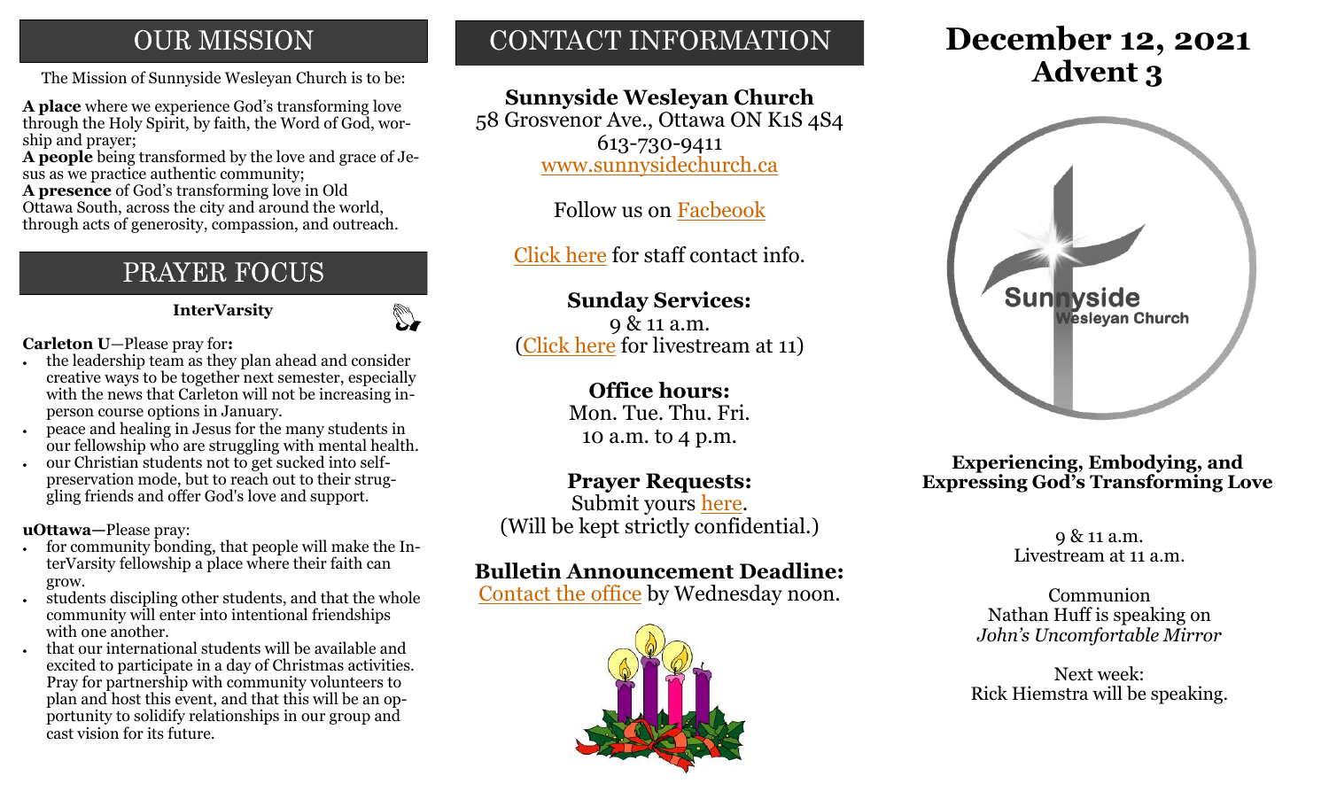## OUR MISSION

The Mission of Sunnyside Wesleyan Church is to be:

**A place** where we experience God's transforming love through the Holy Spirit, by faith, the Word of God, worship and prayer;

**A people** being transformed by the love and grace of Jesus as we practice authentic community;

**A presence** of God's transforming love in Old Ottawa South, across the city and around the world, through acts of generosity, compassion, and outreach.

## PRAYER FOCUS

**InterVarsity**

**Carleton U**—Please pray for**:**

- the leadership team as they plan ahead and consider creative ways to be together next semester, especially with the news that Carleton will not be increasing in-person course options in January.
- peace and healing in Jesus for the many students in our fellowship who are struggling with mental health.
- our Christian students not to get sucked into self-preservation mode, but to reach out to their struggling friends and offer God's love and support.

**uOttawa—**Please pray:

- for community bonding, that people will make the InterVarsity fellowship a place where their faith can grow.
- students discipling other students, and that the whole community will enter into intentional friendships with one another.
- that our international students will be available and excited to participate in a day of Christmas activities. Pray for partnership with community volunteers to plan and host this event, and that this will be an opportunity to solidify relationships in our group and cast vision for its future.

## CONTACT INFORMATION

**Sunnyside Wesleyan Church**
58 Grosvenor Ave., Ottawa ON K1S 4S4
613-730-9411
www.sunnysidechurch.ca

Follow us on Facbeook

Click here for staff contact info.

**Sunday Services:**
9 & 11 a.m.
(Click here for livestream at 11)

**Office hours:**
Mon. Tue. Thu. Fri.
10 a.m. to 4 p.m.

**Prayer Requests:**
Submit yours here.
(Will be kept strictly confidential.)

**Bulletin Announcement Deadline:**
Contact the office by Wednesday noon.

# December 12, 2021
# Advent 3

**Experiencing, Embodying, and Expressing God's Transforming Love**

9 & 11 a.m.
Livestream at 11 a.m.

Communion
Nathan Huff is speaking on
*John's Uncomfortable Mirror*

Next week:
Rick Hiemstra will be speaking.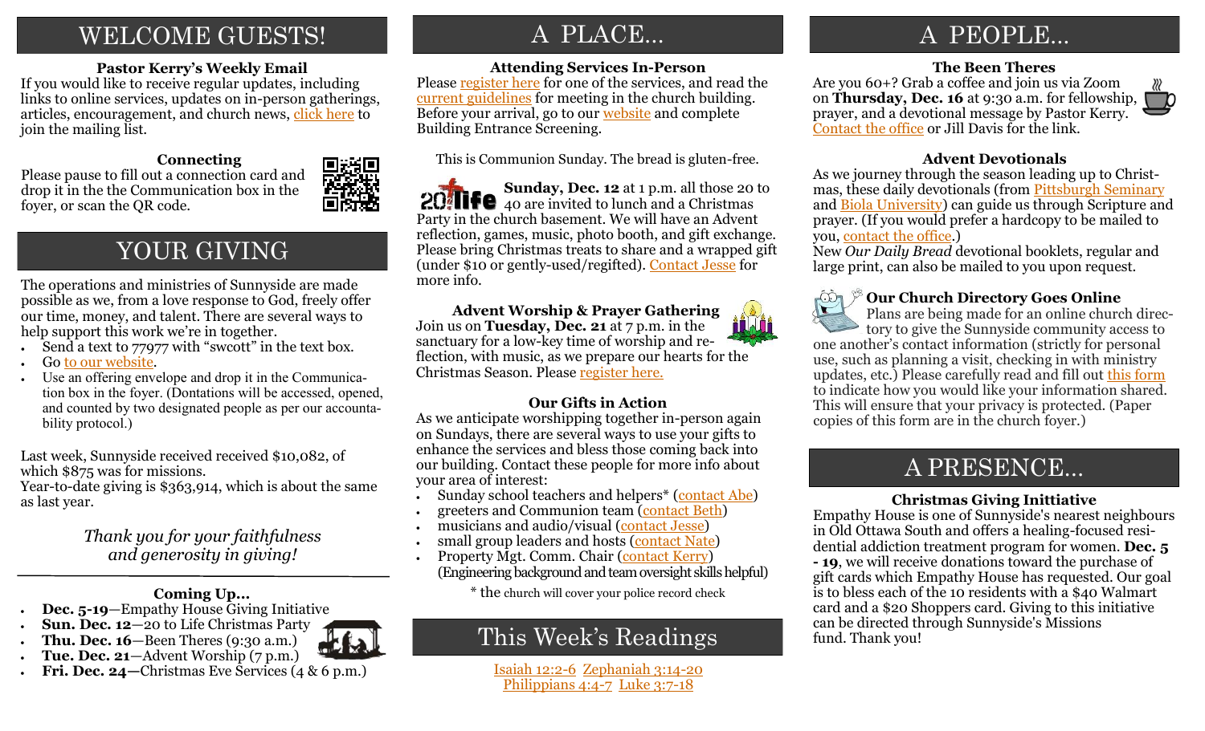# WELCOME GUESTS!

### Pastor Kerry's Weekly Email

If you would like to receive regular updates, including links to online services, updates on in-person gatherings, articles, encouragement, and church news, click here to join the mailing list.

### Connecting

Please pause to fill out a connection card and drop it in the the Communication box in the foyer, or scan the QR code.

# YOUR GIVING

The operations and ministries of Sunnyside are made possible as we, from a love response to God, freely offer our time, money, and talent. There are several ways to help support this work we're in together.

- Send a text to 77977 with "swcott" in the text box.
- Go to our website.
- Use an offering envelope and drop it in the Communication box in the foyer. (Dontations will be accessed, opened, and counted by two designated people as per our accountability protocol.)

Last week, Sunnyside received received $10,082, of which $875 was for missions.
Year-to-date giving is $363,914, which is about the same as last year.

*Thank you for your faithfulness and generosity in giving!*

### Coming Up...

- **Dec. 5-19**—Empathy House Giving Initiative
- **Sun. Dec. 12**—20 to Life Christmas Party
- **Thu. Dec. 16**—Been Theres (9:30 a.m.)
- **Tue. Dec. 21**—Advent Worship (7 p.m.)
- **Fri. Dec. 24—**Christmas Eve Services (4 & 6 p.m.)

# A PLACE...

### Attending Services In-Person

Please register here for one of the services, and read the current guidelines for meeting in the church building. Before your arrival, go to our website and complete Building Entrance Screening.

This is Communion Sunday. The bread is gluten-free.

**Sunday, Dec. 12** at 1 p.m. all those 20 to 40 are invited to lunch and a Christmas Party in the church basement. We will have an Advent reflection, games, music, photo booth, and gift exchange. Please bring Christmas treats to share and a wrapped gift (under $10 or gently-used/regifted). Contact Jesse for more info.

### Advent Worship & Prayer Gathering

Join us on **Tuesday, Dec. 21** at 7 p.m. in the sanctuary for a low-key time of worship and reflection, with music, as we prepare our hearts for the Christmas Season. Please register here.

### Our Gifts in Action

As we anticipate worshipping together in-person again on Sundays, there are several ways to use your gifts to enhance the services and bless those coming back into our building. Contact these people for more info about your area of interest:

- Sunday school teachers and helpers* (contact Abe)
- greeters and Communion team (contact Beth)
- musicians and audio/visual (contact Jesse)
- small group leaders and hosts (contact Nate)
- Property Mgt. Comm. Chair (contact Kerry) (Engineering background and team oversight skills helpful)

\* the church will cover your police record check

# This Week's Readings

Isaiah 12:2-6 Zephaniah 3:14-20
Philippians 4:4-7 Luke 3:7-18

# A PEOPLE...

### The Been Theres

Are you 60+? Grab a coffee and join us via Zoom on **Thursday, Dec. 16** at 9:30 a.m. for fellowship, prayer, and a devotional message by Pastor Kerry. Contact the office or Jill Davis for the link.

### Advent Devotionals

As we journey through the season leading up to Christmas, these daily devotionals (from Pittsburgh Seminary and Biola University) can guide us through Scripture and prayer. (If you would prefer a hardcopy to be mailed to you, contact the office.)
New *Our Daily Bread* devotional booklets, regular and large print, can also be mailed to you upon request.

### Our Church Directory Goes Online

Plans are being made for an online church directory to give the Sunnyside community access to one another's contact information (strictly for personal use, such as planning a visit, checking in with ministry updates, etc.) Please carefully read and fill out this form to indicate how you would like your information shared. This will ensure that your privacy is protected. (Paper copies of this form are in the church foyer.)

# A PRESENCE...

### Christmas Giving Inittiative

Empathy House is one of Sunnyside's nearest neighbours in Old Ottawa South and offers a healing-focused residential addiction treatment program for women. **Dec. 5 - 19**, we will receive donations toward the purchase of gift cards which Empathy House has requested. Our goal is to bless each of the 10 residents with a $40 Walmart card and a $20 Shoppers card. Giving to this initiative can be directed through Sunnyside's Missions fund. Thank you!